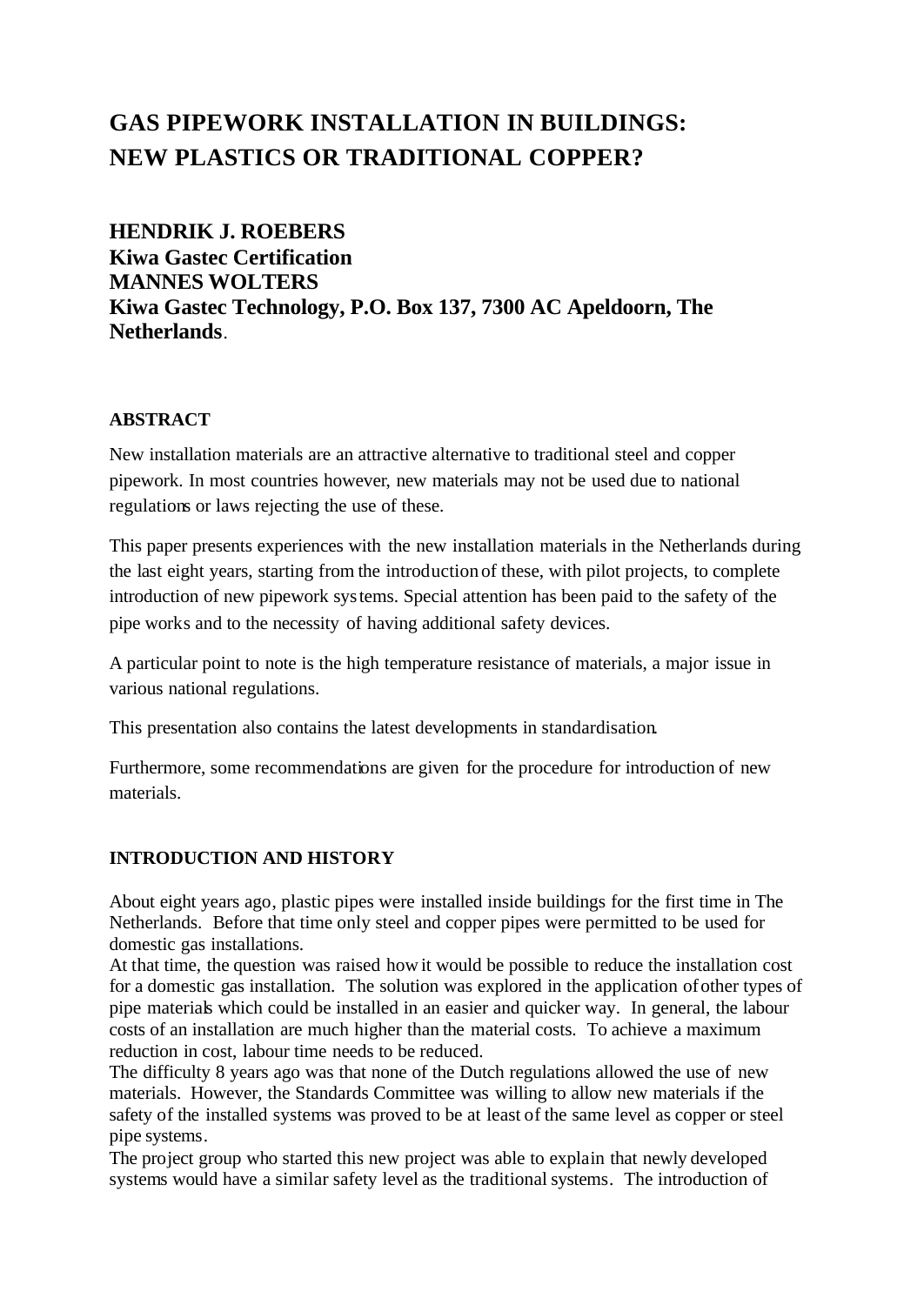# GAS PIPEWORK INSTALLATION IN BUILDINGS: NEW PLASTICS OR TRADITIONAL COPPER?

**HENDRIK J. ROEBERS**
**Kiwa Gastec Certification**
**MANNES WOLTERS**
**Kiwa Gastec Technology, P.O. Box 137, 7300 AC Apeldoorn, The Netherlands**.

## ABSTRACT

New installation materials are an attractive alternative to traditional steel and copper pipework. In most countries however, new materials may not be used due to national regulations or laws rejecting the use of these.

This paper presents experiences with the new installation materials in the Netherlands during the last eight years, starting from the introduction of these, with pilot projects, to complete introduction of new pipework systems. Special attention has been paid to the safety of the pipe works and to the necessity of having additional safety devices.

A particular point to note is the high temperature resistance of materials, a major issue in various national regulations.

This presentation also contains the latest developments in standardisation.

Furthermore, some recommendations are given for the procedure for introduction of new materials.

## INTRODUCTION AND HISTORY

About eight years ago, plastic pipes were installed inside buildings for the first time in The Netherlands. Before that time only steel and copper pipes were permitted to be used for domestic gas installations.
At that time, the question was raised how it would be possible to reduce the installation cost for a domestic gas installation. The solution was explored in the application of other types of pipe materials which could be installed in an easier and quicker way. In general, the labour costs of an installation are much higher than the material costs. To achieve a maximum reduction in cost, labour time needs to be reduced.
The difficulty 8 years ago was that none of the Dutch regulations allowed the use of new materials. However, the Standards Committee was willing to allow new materials if the safety of the installed systems was proved to be at least of the same level as copper or steel pipe systems.
The project group who started this new project was able to explain that newly developed systems would have a similar safety level as the traditional systems. The introduction of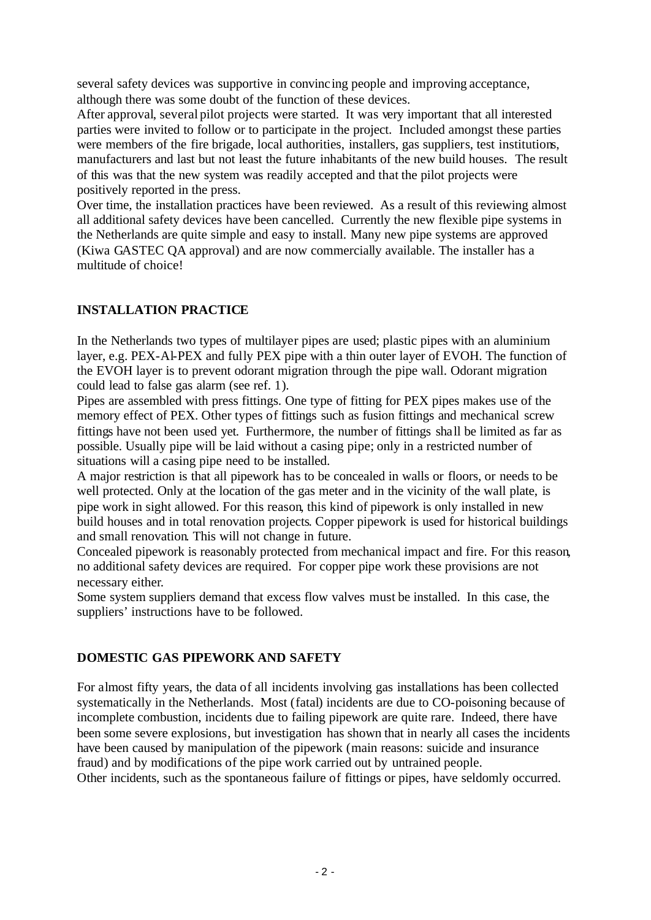several safety devices was supportive in convincing people and improving acceptance, although there was some doubt of the function of these devices.

After approval, several pilot projects were started. It was very important that all interested parties were invited to follow or to participate in the project. Included amongst these parties were members of the fire brigade, local authorities, installers, gas suppliers, test institutions, manufacturers and last but not least the future inhabitants of the new build houses. The result of this was that the new system was readily accepted and that the pilot projects were positively reported in the press.

Over time, the installation practices have been reviewed. As a result of this reviewing almost all additional safety devices have been cancelled. Currently the new flexible pipe systems in the Netherlands are quite simple and easy to install. Many new pipe systems are approved (Kiwa GASTEC QA approval) and are now commercially available. The installer has a multitude of choice!

## INSTALLATION PRACTICE

In the Netherlands two types of multilayer pipes are used; plastic pipes with an aluminium layer, e.g. PEX-Al-PEX and fully PEX pipe with a thin outer layer of EVOH. The function of the EVOH layer is to prevent odorant migration through the pipe wall. Odorant migration could lead to false gas alarm (see ref. 1).

Pipes are assembled with press fittings. One type of fitting for PEX pipes makes use of the memory effect of PEX. Other types of fittings such as fusion fittings and mechanical screw fittings have not been used yet. Furthermore, the number of fittings shall be limited as far as possible. Usually pipe will be laid without a casing pipe; only in a restricted number of situations will a casing pipe need to be installed.

A major restriction is that all pipework has to be concealed in walls or floors, or needs to be well protected. Only at the location of the gas meter and in the vicinity of the wall plate, is pipe work in sight allowed. For this reason, this kind of pipework is only installed in new build houses and in total renovation projects. Copper pipework is used for historical buildings and small renovation. This will not change in future.

Concealed pipework is reasonably protected from mechanical impact and fire. For this reason, no additional safety devices are required. For copper pipe work these provisions are not necessary either.

Some system suppliers demand that excess flow valves must be installed. In this case, the suppliers' instructions have to be followed.

## DOMESTIC GAS PIPEWORK AND SAFETY

For almost fifty years, the data of all incidents involving gas installations has been collected systematically in the Netherlands. Most (fatal) incidents are due to CO-poisoning because of incomplete combustion, incidents due to failing pipework are quite rare. Indeed, there have been some severe explosions, but investigation has shown that in nearly all cases the incidents have been caused by manipulation of the pipework (main reasons: suicide and insurance fraud) and by modifications of the pipe work carried out by untrained people.

Other incidents, such as the spontaneous failure of fittings or pipes, have seldomly occurred.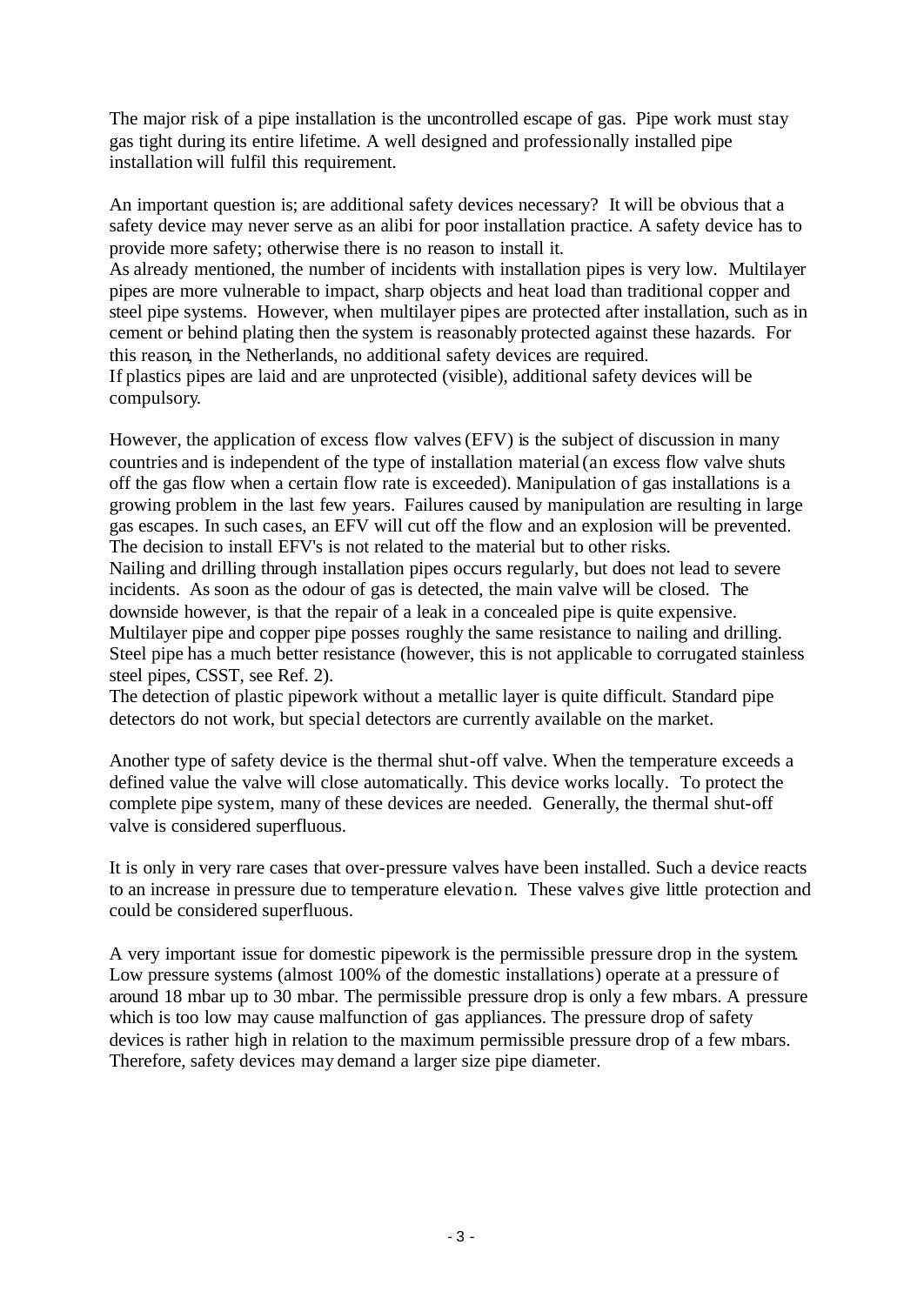The major risk of a pipe installation is the uncontrolled escape of gas. Pipe work must stay gas tight during its entire lifetime. A well designed and professionally installed pipe installation will fulfil this requirement.

An important question is; are additional safety devices necessary? It will be obvious that a safety device may never serve as an alibi for poor installation practice. A safety device has to provide more safety; otherwise there is no reason to install it.
As already mentioned, the number of incidents with installation pipes is very low. Multilayer pipes are more vulnerable to impact, sharp objects and heat load than traditional copper and steel pipe systems. However, when multilayer pipes are protected after installation, such as in cement or behind plating then the system is reasonably protected against these hazards. For this reason, in the Netherlands, no additional safety devices are required.
If plastics pipes are laid and are unprotected (visible), additional safety devices will be compulsory.

However, the application of excess flow valves (EFV) is the subject of discussion in many countries and is independent of the type of installation material (an excess flow valve shuts off the gas flow when a certain flow rate is exceeded). Manipulation of gas installations is a growing problem in the last few years. Failures caused by manipulation are resulting in large gas escapes. In such cases, an EFV will cut off the flow and an explosion will be prevented. The decision to install EFV's is not related to the material but to other risks.
Nailing and drilling through installation pipes occurs regularly, but does not lead to severe incidents. As soon as the odour of gas is detected, the main valve will be closed. The downside however, is that the repair of a leak in a concealed pipe is quite expensive. Multilayer pipe and copper pipe posses roughly the same resistance to nailing and drilling. Steel pipe has a much better resistance (however, this is not applicable to corrugated stainless steel pipes, CSST, see Ref. 2).
The detection of plastic pipework without a metallic layer is quite difficult. Standard pipe detectors do not work, but special detectors are currently available on the market.

Another type of safety device is the thermal shut-off valve. When the temperature exceeds a defined value the valve will close automatically. This device works locally. To protect the complete pipe system, many of these devices are needed. Generally, the thermal shut-off valve is considered superfluous.

It is only in very rare cases that over-pressure valves have been installed. Such a device reacts to an increase in pressure due to temperature elevation. These valves give little protection and could be considered superfluous.

A very important issue for domestic pipework is the permissible pressure drop in the system. Low pressure systems (almost 100% of the domestic installations) operate at a pressure of around 18 mbar up to 30 mbar. The permissible pressure drop is only a few mbars. A pressure which is too low may cause malfunction of gas appliances. The pressure drop of safety devices is rather high in relation to the maximum permissible pressure drop of a few mbars. Therefore, safety devices may demand a larger size pipe diameter.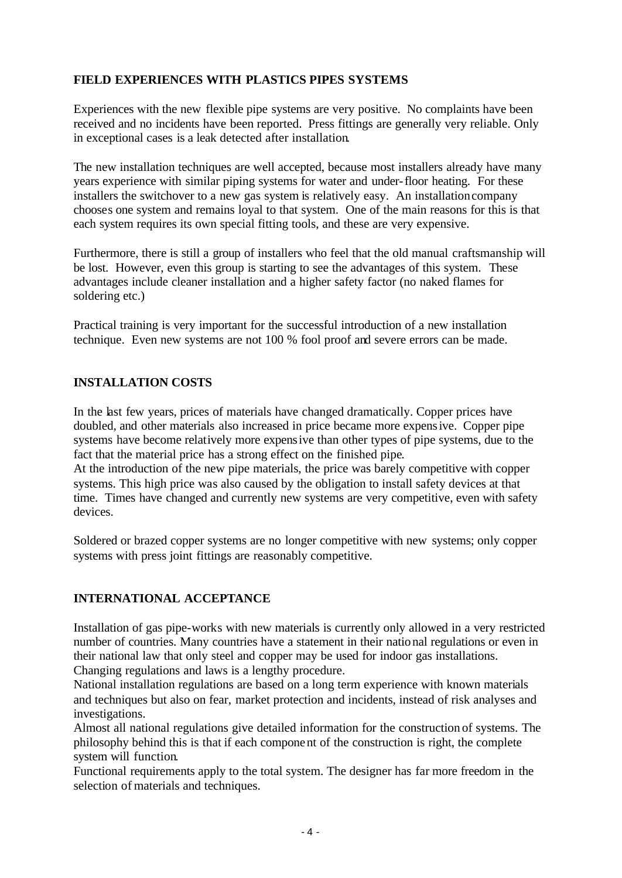## FIELD EXPERIENCES WITH PLASTICS PIPES SYSTEMS

Experiences with the new flexible pipe systems are very positive. No complaints have been received and no incidents have been reported. Press fittings are generally very reliable. Only in exceptional cases is a leak detected after installation.

The new installation techniques are well accepted, because most installers already have many years experience with similar piping systems for water and under-floor heating. For these installers the switchover to a new gas system is relatively easy. An installation company chooses one system and remains loyal to that system. One of the main reasons for this is that each system requires its own special fitting tools, and these are very expensive.

Furthermore, there is still a group of installers who feel that the old manual craftsmanship will be lost. However, even this group is starting to see the advantages of this system. These advantages include cleaner installation and a higher safety factor (no naked flames for soldering etc.)

Practical training is very important for the successful introduction of a new installation technique. Even new systems are not 100 % fool proof and severe errors can be made.

## INSTALLATION COSTS

In the last few years, prices of materials have changed dramatically. Copper prices have doubled, and other materials also increased in price became more expensive. Copper pipe systems have become relatively more expensive than other types of pipe systems, due to the fact that the material price has a strong effect on the finished pipe.
At the introduction of the new pipe materials, the price was barely competitive with copper systems. This high price was also caused by the obligation to install safety devices at that time. Times have changed and currently new systems are very competitive, even with safety devices.

Soldered or brazed copper systems are no longer competitive with new systems; only copper systems with press joint fittings are reasonably competitive.

## INTERNATIONAL ACCEPTANCE

Installation of gas pipe-works with new materials is currently only allowed in a very restricted number of countries. Many countries have a statement in their national regulations or even in their national law that only steel and copper may be used for indoor gas installations. Changing regulations and laws is a lengthy procedure.
National installation regulations are based on a long term experience with known materials and techniques but also on fear, market protection and incidents, instead of risk analyses and investigations.
Almost all national regulations give detailed information for the construction of systems. The philosophy behind this is that if each component of the construction is right, the complete system will function.
Functional requirements apply to the total system. The designer has far more freedom in the selection of materials and techniques.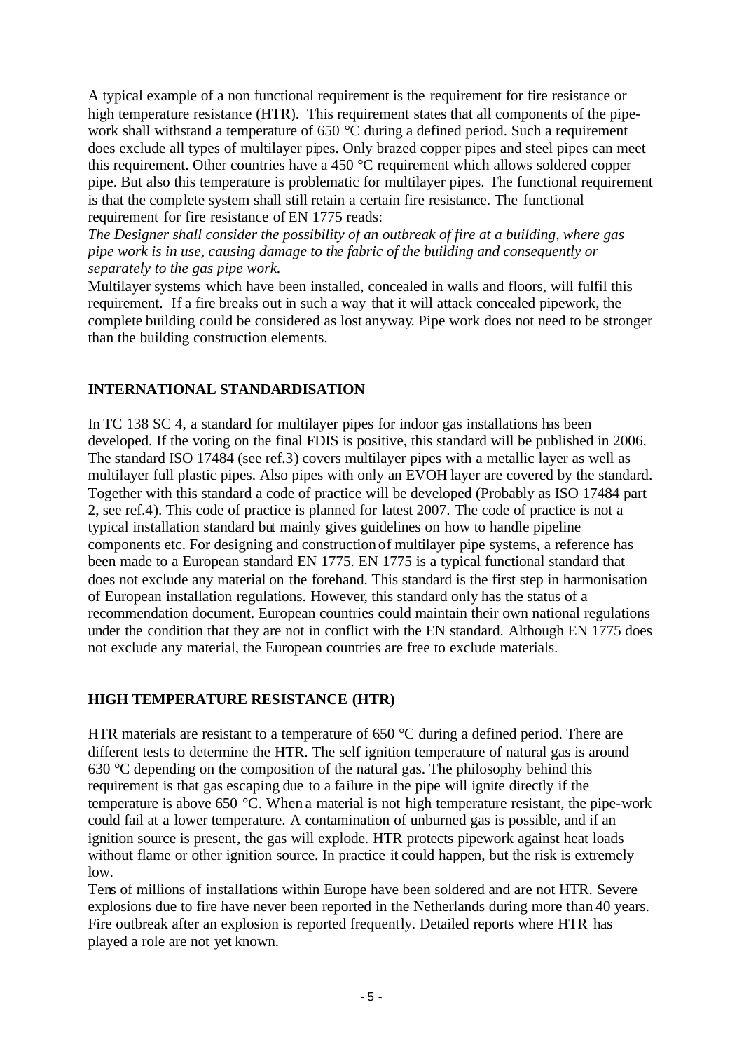A typical example of a non functional requirement is the requirement for fire resistance or high temperature resistance (HTR). This requirement states that all components of the pipe-work shall withstand a temperature of 650 °C during a defined period. Such a requirement does exclude all types of multilayer pipes. Only brazed copper pipes and steel pipes can meet this requirement. Other countries have a 450 °C requirement which allows soldered copper pipe. But also this temperature is problematic for multilayer pipes. The functional requirement is that the complete system shall still retain a certain fire resistance. The functional requirement for fire resistance of EN 1775 reads:

*The Designer shall consider the possibility of an outbreak of fire at a building, where gas pipe work is in use, causing damage to the fabric of the building and consequently or separately to the gas pipe work.*

Multilayer systems which have been installed, concealed in walls and floors, will fulfil this requirement. If a fire breaks out in such a way that it will attack concealed pipework, the complete building could be considered as lost anyway. Pipe work does not need to be stronger than the building construction elements.

## INTERNATIONAL STANDARDISATION

In TC 138 SC 4, a standard for multilayer pipes for indoor gas installations has been developed. If the voting on the final FDIS is positive, this standard will be published in 2006. The standard ISO 17484 (see ref.3) covers multilayer pipes with a metallic layer as well as multilayer full plastic pipes. Also pipes with only an EVOH layer are covered by the standard. Together with this standard a code of practice will be developed (Probably as ISO 17484 part 2, see ref.4). This code of practice is planned for latest 2007. The code of practice is not a typical installation standard but mainly gives guidelines on how to handle pipeline components etc. For designing and construction of multilayer pipe systems, a reference has been made to a European standard EN 1775. EN 1775 is a typical functional standard that does not exclude any material on the forehand. This standard is the first step in harmonisation of European installation regulations. However, this standard only has the status of a recommendation document. European countries could maintain their own national regulations under the condition that they are not in conflict with the EN standard. Although EN 1775 does not exclude any material, the European countries are free to exclude materials.

## HIGH TEMPERATURE RESISTANCE (HTR)

HTR materials are resistant to a temperature of 650 °C during a defined period. There are different tests to determine the HTR. The self ignition temperature of natural gas is around 630 °C depending on the composition of the natural gas. The philosophy behind this requirement is that gas escaping due to a failure in the pipe will ignite directly if the temperature is above 650 °C. When a material is not high temperature resistant, the pipe-work could fail at a lower temperature. A contamination of unburned gas is possible, and if an ignition source is present, the gas will explode. HTR protects pipework against heat loads without flame or other ignition source. In practice it could happen, but the risk is extremely low.

Tens of millions of installations within Europe have been soldered and are not HTR. Severe explosions due to fire have never been reported in the Netherlands during more than 40 years. Fire outbreak after an explosion is reported frequently. Detailed reports where HTR has played a role are not yet known.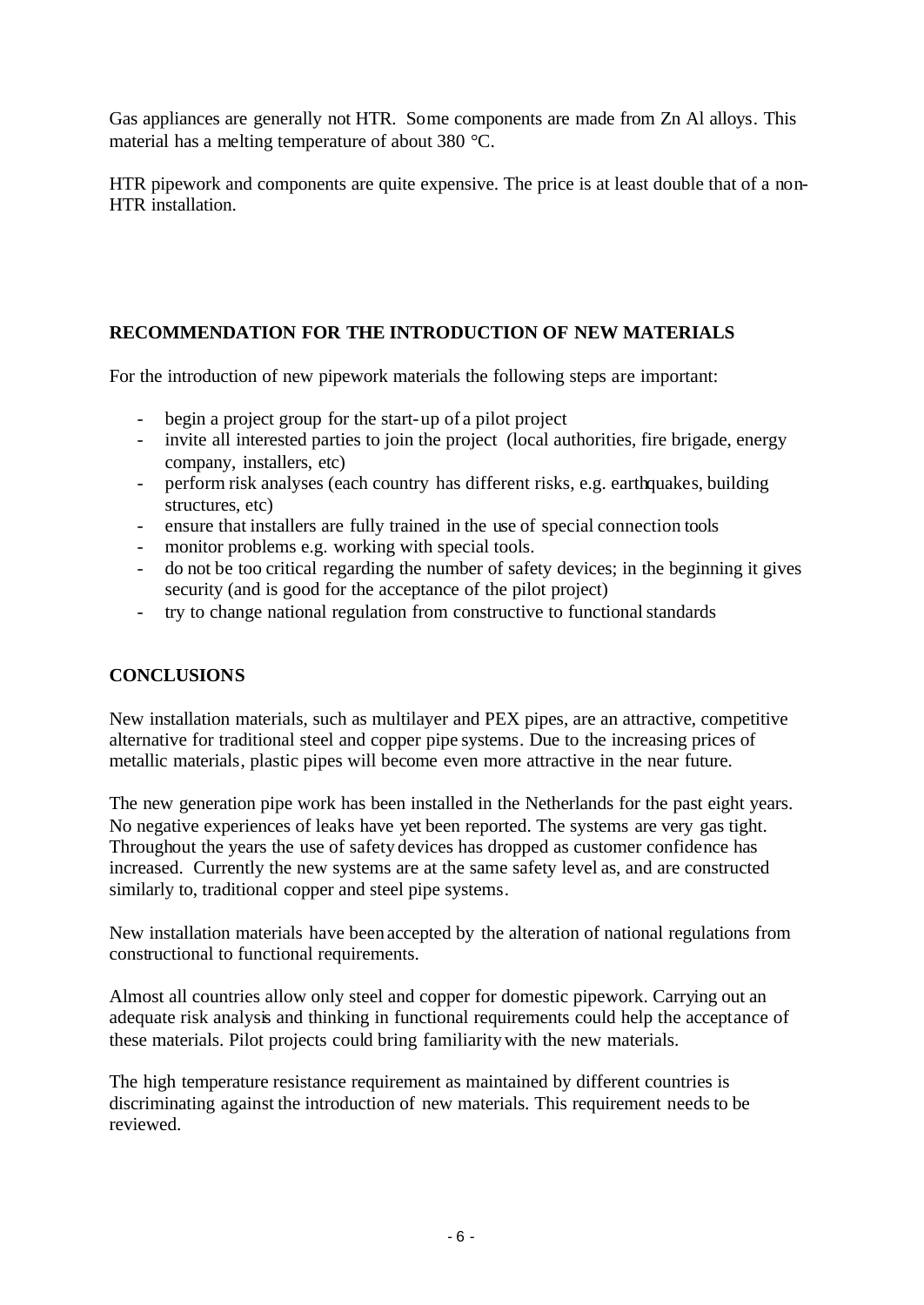Gas appliances are generally not HTR. Some components are made from Zn Al alloys. This material has a melting temperature of about 380 °C.

HTR pipework and components are quite expensive. The price is at least double that of a non-HTR installation.

## RECOMMENDATION FOR THE INTRODUCTION OF NEW MATERIALS

For the introduction of new pipework materials the following steps are important:

- begin a project group for the start-up of a pilot project
- invite all interested parties to join the project (local authorities, fire brigade, energy company, installers, etc)
- perform risk analyses (each country has different risks, e.g. earthquakes, building structures, etc)
- ensure that installers are fully trained in the use of special connection tools
- monitor problems e.g. working with special tools.
- do not be too critical regarding the number of safety devices; in the beginning it gives security (and is good for the acceptance of the pilot project)
- try to change national regulation from constructive to functional standards

## CONCLUSIONS

New installation materials, such as multilayer and PEX pipes, are an attractive, competitive alternative for traditional steel and copper pipe systems. Due to the increasing prices of metallic materials, plastic pipes will become even more attractive in the near future.

The new generation pipe work has been installed in the Netherlands for the past eight years. No negative experiences of leaks have yet been reported. The systems are very gas tight. Throughout the years the use of safety devices has dropped as customer confidence has increased. Currently the new systems are at the same safety level as, and are constructed similarly to, traditional copper and steel pipe systems.

New installation materials have been accepted by the alteration of national regulations from constructional to functional requirements.

Almost all countries allow only steel and copper for domestic pipework. Carrying out an adequate risk analysis and thinking in functional requirements could help the acceptance of these materials. Pilot projects could bring familiarity with the new materials.

The high temperature resistance requirement as maintained by different countries is discriminating against the introduction of new materials. This requirement needs to be reviewed.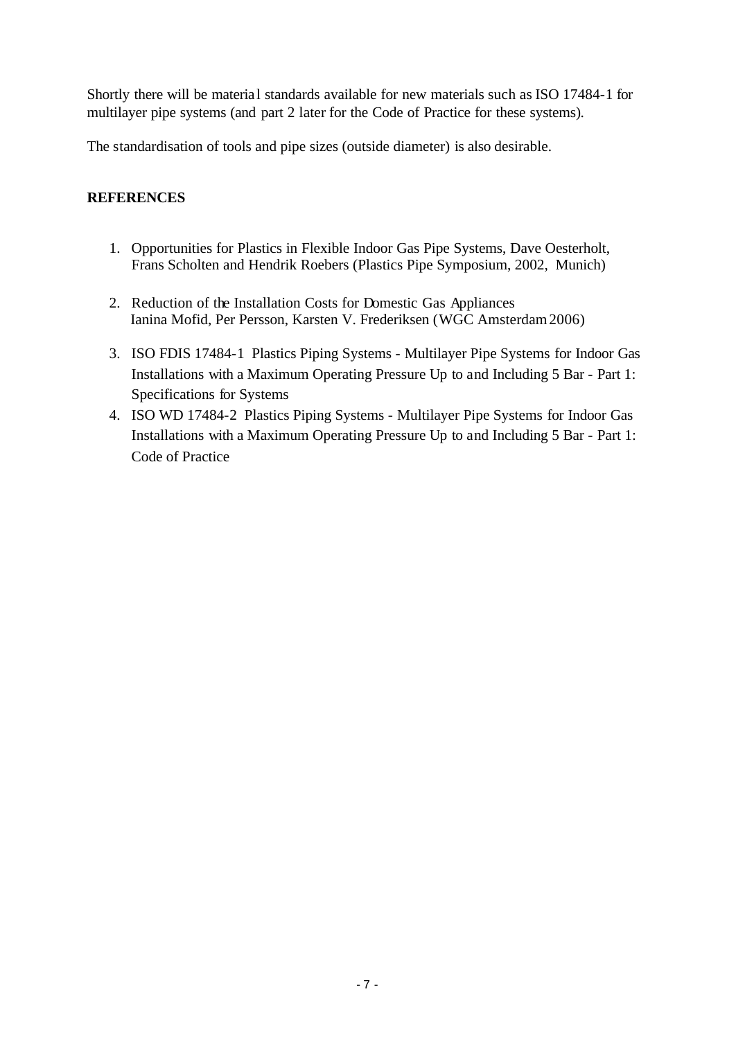Shortly there will be material standards available for new materials such as ISO 17484-1 for multilayer pipe systems (and part 2 later for the Code of Practice for these systems).

The standardisation of tools and pipe sizes (outside diameter) is also desirable.

## REFERENCES

1. Opportunities for Plastics in Flexible Indoor Gas Pipe Systems, Dave Oesterholt, Frans Scholten and Hendrik Roebers (Plastics Pipe Symposium, 2002, Munich)
2. Reduction of the Installation Costs for Domestic Gas Appliances Ianina Mofid, Per Persson, Karsten V. Frederiksen (WGC Amsterdam 2006)
3. ISO FDIS 17484-1 Plastics Piping Systems - Multilayer Pipe Systems for Indoor Gas Installations with a Maximum Operating Pressure Up to and Including 5 Bar - Part 1: Specifications for Systems
4. ISO WD 17484-2 Plastics Piping Systems - Multilayer Pipe Systems for Indoor Gas Installations with a Maximum Operating Pressure Up to and Including 5 Bar - Part 1: Code of Practice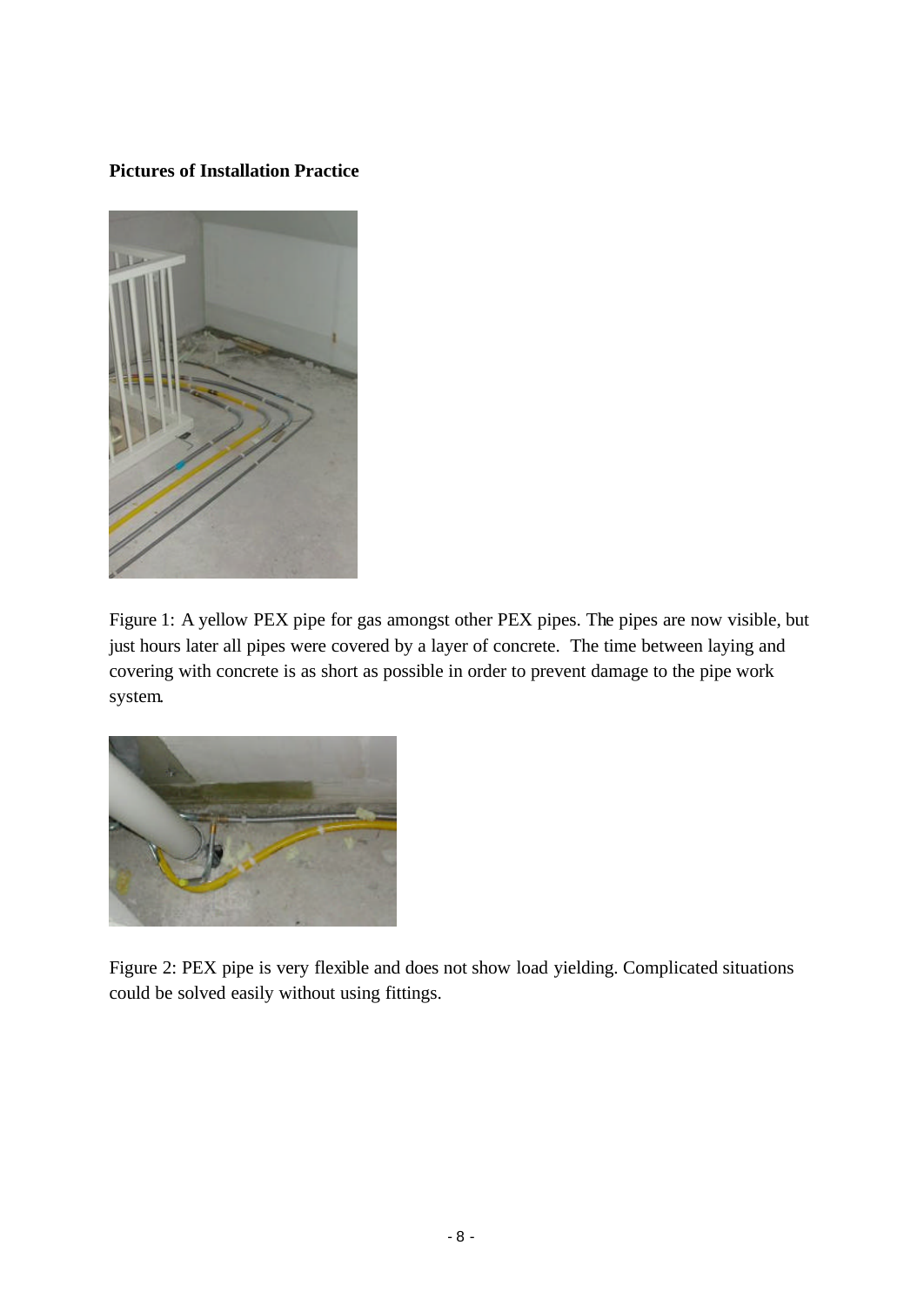**Pictures of Installation Practice**

Figure 1: A yellow PEX pipe for gas amongst other PEX pipes. The pipes are now visible, but just hours later all pipes were covered by a layer of concrete. The time between laying and covering with concrete is as short as possible in order to prevent damage to the pipe work system.

Figure 2: PEX pipe is very flexible and does not show load yielding. Complicated situations could be solved easily without using fittings.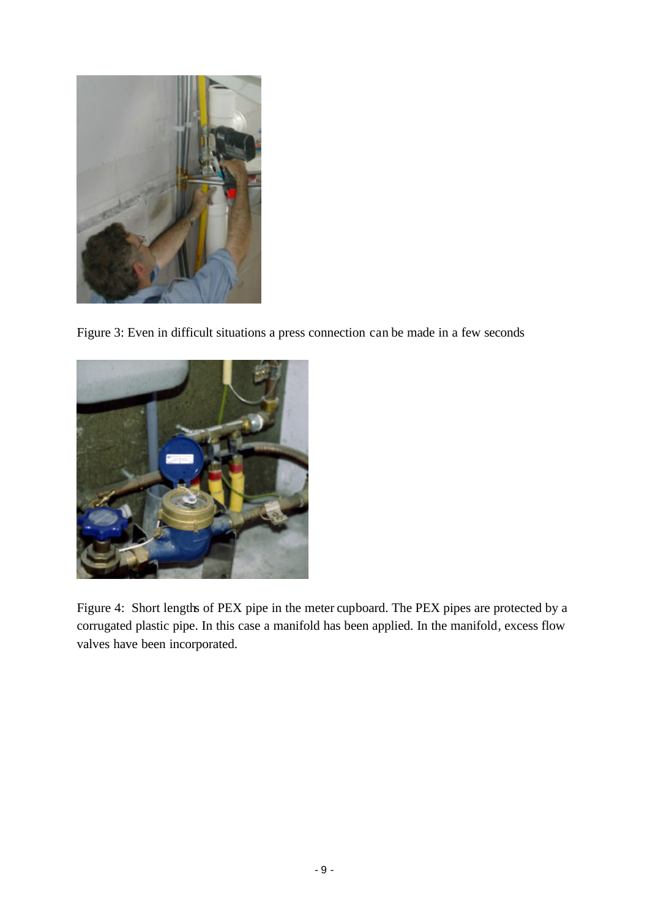Figure 3: Even in difficult situations a press connection can be made in a few seconds

Figure 4: Short lengths of PEX pipe in the meter cupboard. The PEX pipes are protected by a corrugated plastic pipe. In this case a manifold has been applied. In the manifold, excess flow valves have been incorporated.